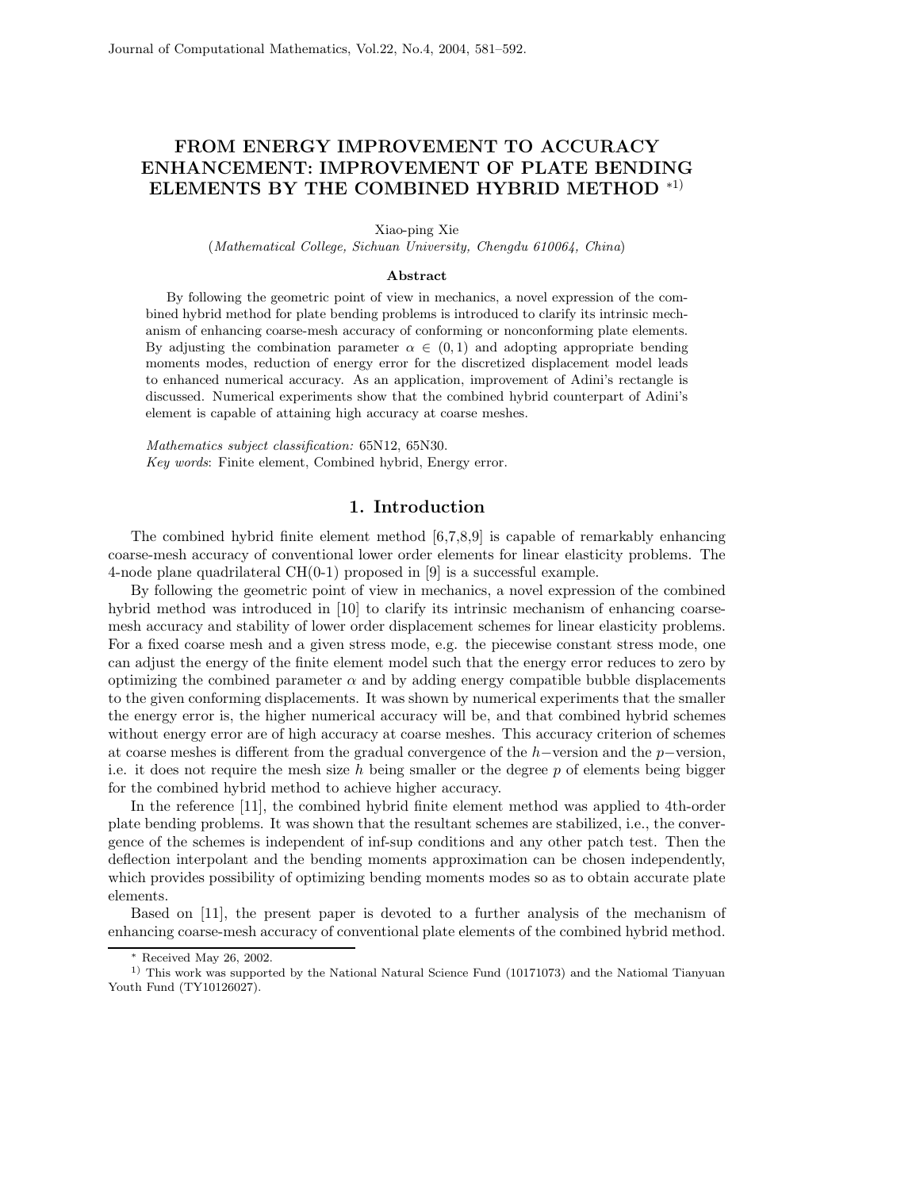# FROM ENERGY IMPROVEMENT TO ACCURACY ENHANCEMENT: IMPROVEMENT OF PLATE BENDING ELEMENTS BY THE COMBINED HYBRID METHOD *1)

Xiao-ping Xie

(*Mathematical College, Sichuan University, Chengdu 610064, China*)

## Abstract

By following the geometric point of view in mechanics, a novel expression of the combined hybrid method for plate bending problems is introduced to clarify its intrinsic mechanism of enhancing coarse-mesh accuracy of conforming or nonconforming plate elements. By adjusting the combination parameter $\alpha \in (0,1)$ and adopting appropriate bending moments modes, reduction of energy error for the discretized displacement model leads to enhanced numerical accuracy. As an application, improvement of Adini's rectangle is discussed. Numerical experiments show that the combined hybrid counterpart of Adini's element is capable of attaining high accuracy at coarse meshes.

*Mathematics subject classification:* 65N12, 65N30.

*Key words*: Finite element, Combined hybrid, Energy error.

## 1. Introduction

The combined hybrid finite element method [6,7,8,9] is capable of remarkably enhancing coarse-mesh accuracy of conventional lower order elements for linear elasticity problems. The 4-node plane quadrilateral CH(0-1) proposed in [9] is a successful example.

By following the geometric point of view in mechanics, a novel expression of the combined hybrid method was introduced in [10] to clarify its intrinsic mechanism of enhancing coarse-mesh accuracy and stability of lower order displacement schemes for linear elasticity problems. For a fixed coarse mesh and a given stress mode, e.g. the piecewise constant stress mode, one can adjust the energy of the finite element model such that the energy error reduces to zero by optimizing the combined parameter $\alpha$ and by adding energy compatible bubble displacements to the given conforming displacements. It was shown by numerical experiments that the smaller the energy error is, the higher numerical accuracy will be, and that combined hybrid schemes without energy error are of high accuracy at coarse meshes. This accuracy criterion of schemes at coarse meshes is different from the gradual convergence of the $h-$version and the $p-$version, i.e. it does not require the mesh size $h$ being smaller or the degree $p$ of elements being bigger for the combined hybrid method to achieve higher accuracy.

In the reference [11], the combined hybrid finite element method was applied to 4th-order plate bending problems. It was shown that the resultant schemes are stabilized, i.e., the convergence of the schemes is independent of inf-sup conditions and any other patch test. Then the deflection interpolant and the bending moments approximation can be chosen independently, which provides possibility of optimizing bending moments modes so as to obtain accurate plate elements.

Based on [11], the present paper is devoted to a further analysis of the mechanism of enhancing coarse-mesh accuracy of conventional plate elements of the combined hybrid method.

---

* Received May 26, 2002.

1) This work was supported by the National Natural Science Fund (10171073) and the Natiomal Tianyuan Youth Fund (TY10126027).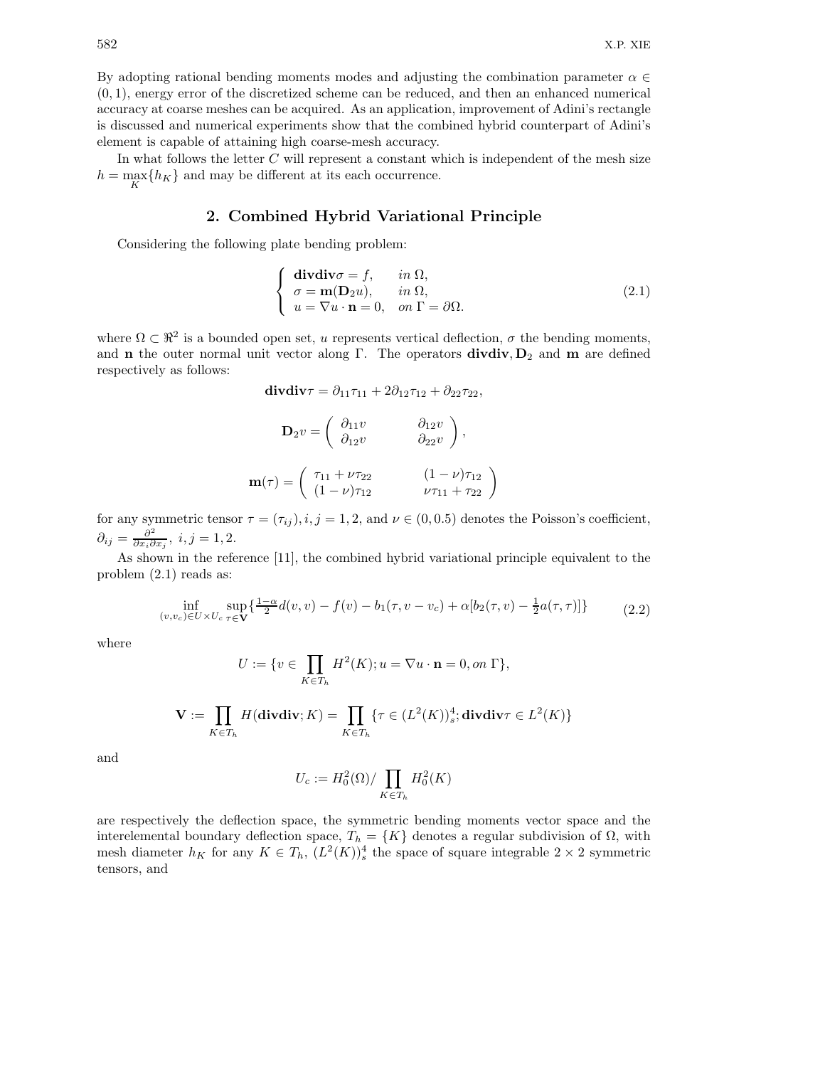By adopting rational bending moments modes and adjusting the combination parameter $\alpha \in (0,1)$, energy error of the discretized scheme can be reduced, and then an enhanced numerical accuracy at coarse meshes can be acquired. As an application, improvement of Adini's rectangle is discussed and numerical experiments show that the combined hybrid counterpart of Adini's element is capable of attaining high coarse-mesh accuracy.

In what follows the letter $C$ will represent a constant which is independent of the mesh size $h = \max_K \{h_K\}$ and may be different at its each occurrence.

## 2. Combined Hybrid Variational Principle

Considering the following plate bending problem:

$$
\begin{cases}
\mathbf{divdiv}\sigma = f, & in\ \Omega, \\
\sigma = \mathbf{m}(\mathbf{D}_2 u), & in\ \Omega, \\
u = \nabla u \cdot \mathbf{n} = 0, & on\ \Gamma = \partial\Omega.
\end{cases}
\tag{2.1}
$$

where $\Omega \subset \Re^2$ is a bounded open set, $u$ represents vertical deflection, $\sigma$ the bending moments, and $\mathbf{n}$ the outer normal unit vector along $\Gamma$. The operators $\mathbf{divdiv}, \mathbf{D}_2$ and $\mathbf{m}$ are defined respectively as follows:

$$
\mathbf{divdiv}\tau = \partial_{11}\tau_{11} + 2\partial_{12}\tau_{12} + \partial_{22}\tau_{22},
$$

$$
\mathbf{D}_2 v = \begin{pmatrix} \partial_{11}v & \partial_{12}v \\ \partial_{12}v & \partial_{22}v \end{pmatrix},
$$

$$
\mathbf{m}(\tau) = \begin{pmatrix} \tau_{11} + \nu\tau_{22} & (1-\nu)\tau_{12} \\ (1-\nu)\tau_{12} & \nu\tau_{11} + \tau_{22} \end{pmatrix}
$$

for any symmetric tensor $\tau = (\tau_{ij}), i, j = 1, 2$, and $\nu \in (0, 0.5)$ denotes the Poisson's coefficient, $\partial_{ij} = \frac{\partial^2}{\partial x_i \partial x_j},\ i, j = 1, 2$.

As shown in the reference [11], the combined hybrid variational principle equivalent to the problem (2.1) reads as:

$$
\inf_{(v,v_c)\in U\times U_c} \sup_{\tau\in\mathbf{V}} \{\tfrac{1-\alpha}{2} d(v,v) - f(v) - b_1(\tau, v - v_c) + \alpha[b_2(\tau, v) - \tfrac{1}{2}a(\tau,\tau)]\}
\tag{2.2}
$$

where

$$
U := \{v \in \prod_{K\in T_h} H^2(K); u = \nabla u \cdot \mathbf{n} = 0, on\ \Gamma\},
$$

$$
\mathbf{V} := \prod_{K\in T_h} H(\mathbf{divdiv}; K) = \prod_{K\in T_h} \{\tau \in (L^2(K))_s^4; \mathbf{divdiv}\tau \in L^2(K)\}
$$

and

$$
U_c := H_0^2(\Omega)/\prod_{K\in T_h} H_0^2(K)
$$

are respectively the deflection space, the symmetric bending moments vector space and the interelemental boundary deflection space, $T_h = \{K\}$ denotes a regular subdivision of $\Omega$, with mesh diameter $h_K$ for any $K \in T_h$, $(L^2(K))_s^4$ the space of square integrable $2\times 2$ symmetric tensors, and